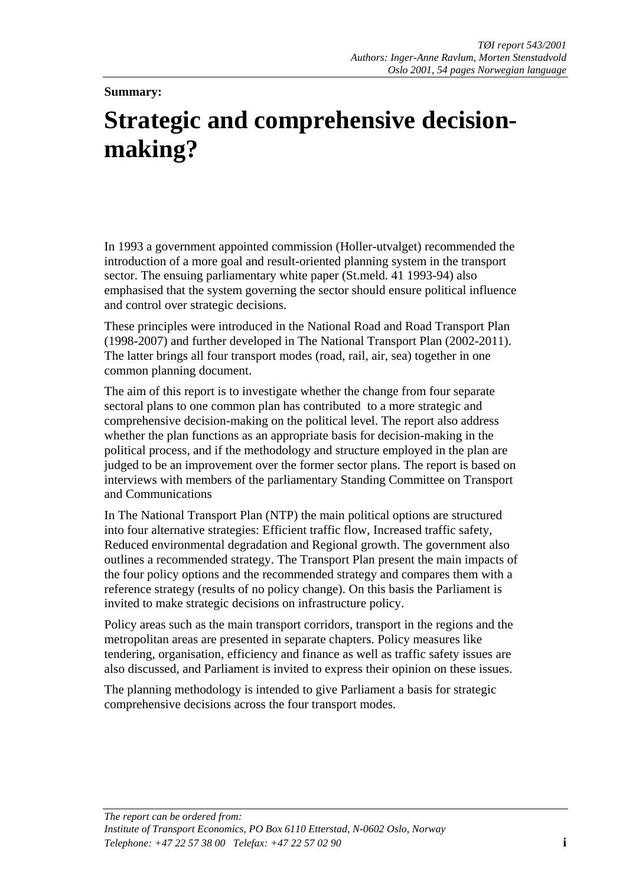*TØI report 543/2001*
*Authors: Inger-Anne Ravlum, Morten Stenstadvold*
*Oslo 2001, 54 pages Norwegian language*

**Summary:**

# Strategic and comprehensive decision-making?

In 1993 a government appointed commission (Holler-utvalget) recommended the introduction of a more goal and result-oriented planning system in the transport sector. The ensuing parliamentary white paper (St.meld. 41 1993-94) also emphasised that the system governing the sector should ensure political influence and control over strategic decisions.

These principles were introduced in the National Road and Road Transport Plan (1998-2007) and further developed in The National Transport Plan (2002-2011). The latter brings all four transport modes (road, rail, air, sea) together in one common planning document.

The aim of this report is to investigate whether the change from four separate sectoral plans to one common plan has contributed to a more strategic and comprehensive decision-making on the political level. The report also address whether the plan functions as an appropriate basis for decision-making in the political process, and if the methodology and structure employed in the plan are judged to be an improvement over the former sector plans. The report is based on interviews with members of the parliamentary Standing Committee on Transport and Communications

In The National Transport Plan (NTP) the main political options are structured into four alternative strategies: Efficient traffic flow, Increased traffic safety, Reduced environmental degradation and Regional growth. The government also outlines a recommended strategy. The Transport Plan present the main impacts of the four policy options and the recommended strategy and compares them with a reference strategy (results of no policy change). On this basis the Parliament is invited to make strategic decisions on infrastructure policy.

Policy areas such as the main transport corridors, transport in the regions and the metropolitan areas are presented in separate chapters. Policy measures like tendering, organisation, efficiency and finance as well as traffic safety issues are also discussed, and Parliament is invited to express their opinion on these issues.

The planning methodology is intended to give Parliament a basis for strategic comprehensive decisions across the four transport modes.

*The report can be ordered from:*
*Institute of Transport Economics, PO Box 6110 Etterstad, N-0602 Oslo, Norway*
*Telephone: +47 22 57 38 00 Telefax: +47 22 57 02 90*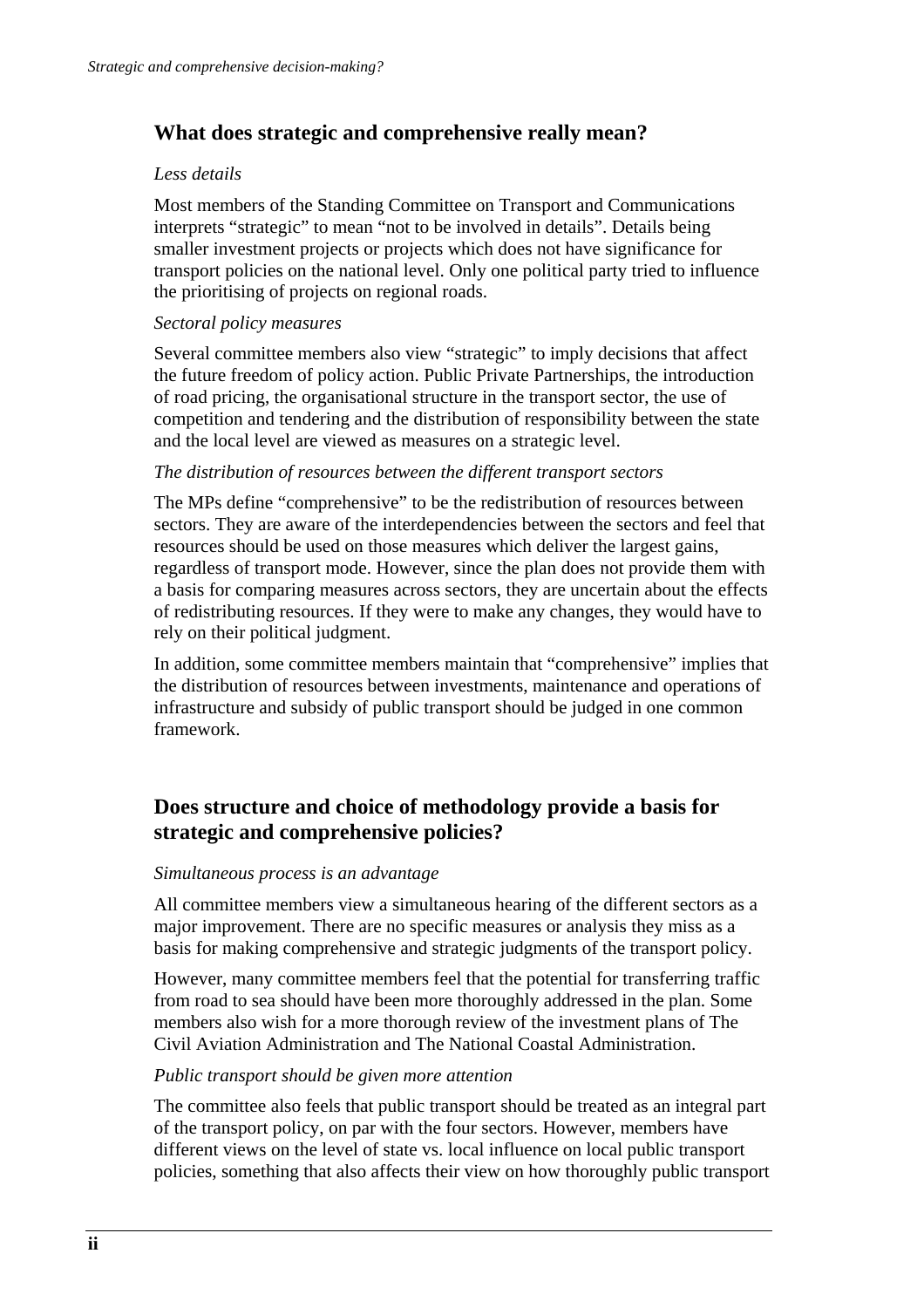## What does strategic and comprehensive really mean?

*Less details*

Most members of the Standing Committee on Transport and Communications interprets "strategic" to mean "not to be involved in details". Details being smaller investment projects or projects which does not have significance for transport policies on the national level. Only one political party tried to influence the prioritising of projects on regional roads.

*Sectoral policy measures*

Several committee members also view "strategic" to imply decisions that affect the future freedom of policy action. Public Private Partnerships, the introduction of road pricing, the organisational structure in the transport sector, the use of competition and tendering and the distribution of responsibility between the state and the local level are viewed as measures on a strategic level.

*The distribution of resources between the different transport sectors*

The MPs define "comprehensive" to be the redistribution of resources between sectors. They are aware of the interdependencies between the sectors and feel that resources should be used on those measures which deliver the largest gains, regardless of transport mode. However, since the plan does not provide them with a basis for comparing measures across sectors, they are uncertain about the effects of redistributing resources. If they were to make any changes, they would have to rely on their political judgment.

In addition, some committee members maintain that "comprehensive" implies that the distribution of resources between investments, maintenance and operations of infrastructure and subsidy of public transport should be judged in one common framework.

## Does structure and choice of methodology provide a basis for strategic and comprehensive policies?

*Simultaneous process is an advantage*

All committee members view a simultaneous hearing of the different sectors as a major improvement. There are no specific measures or analysis they miss as a basis for making comprehensive and strategic judgments of the transport policy.

However, many committee members feel that the potential for transferring traffic from road to sea should have been more thoroughly addressed in the plan. Some members also wish for a more thorough review of the investment plans of The Civil Aviation Administration and The National Coastal Administration.

*Public transport should be given more attention*

The committee also feels that public transport should be treated as an integral part of the transport policy, on par with the four sectors. However, members have different views on the level of state vs. local influence on local public transport policies, something that also affects their view on how thoroughly public transport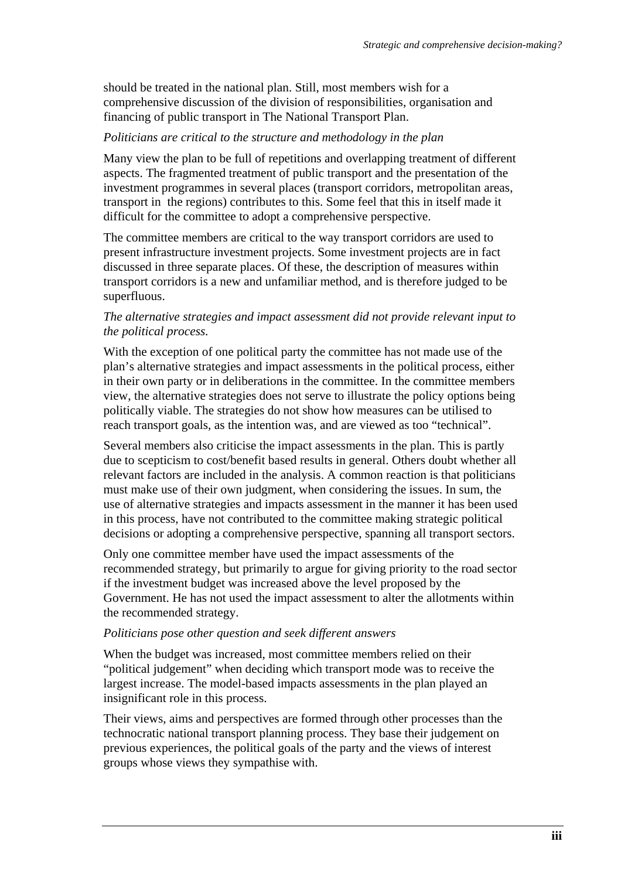should be treated in the national plan. Still, most members wish for a comprehensive discussion of the division of responsibilities, organisation and financing of public transport in The National Transport Plan.

*Politicians are critical to the structure and methodology in the plan*

Many view the plan to be full of repetitions and overlapping treatment of different aspects. The fragmented treatment of public transport and the presentation of the investment programmes in several places (transport corridors, metropolitan areas, transport in the regions) contributes to this. Some feel that this in itself made it difficult for the committee to adopt a comprehensive perspective.

The committee members are critical to the way transport corridors are used to present infrastructure investment projects. Some investment projects are in fact discussed in three separate places. Of these, the description of measures within transport corridors is a new and unfamiliar method, and is therefore judged to be superfluous.

*The alternative strategies and impact assessment did not provide relevant input to the political process.*

With the exception of one political party the committee has not made use of the plan's alternative strategies and impact assessments in the political process, either in their own party or in deliberations in the committee. In the committee members view, the alternative strategies does not serve to illustrate the policy options being politically viable. The strategies do not show how measures can be utilised to reach transport goals, as the intention was, and are viewed as too "technical".

Several members also criticise the impact assessments in the plan. This is partly due to scepticism to cost/benefit based results in general. Others doubt whether all relevant factors are included in the analysis. A common reaction is that politicians must make use of their own judgment, when considering the issues. In sum, the use of alternative strategies and impacts assessment in the manner it has been used in this process, have not contributed to the committee making strategic political decisions or adopting a comprehensive perspective, spanning all transport sectors.

Only one committee member have used the impact assessments of the recommended strategy, but primarily to argue for giving priority to the road sector if the investment budget was increased above the level proposed by the Government. He has not used the impact assessment to alter the allotments within the recommended strategy.

*Politicians pose other question and seek different answers*

When the budget was increased, most committee members relied on their "political judgement" when deciding which transport mode was to receive the largest increase. The model-based impacts assessments in the plan played an insignificant role in this process.

Their views, aims and perspectives are formed through other processes than the technocratic national transport planning process. They base their judgement on previous experiences, the political goals of the party and the views of interest groups whose views they sympathise with.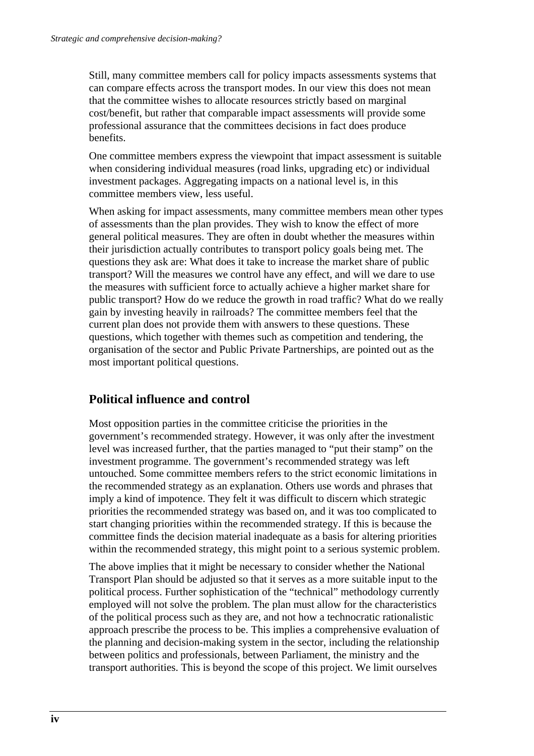Still, many committee members call for policy impacts assessments systems that can compare effects across the transport modes. In our view this does not mean that the committee wishes to allocate resources strictly based on marginal cost/benefit, but rather that comparable impact assessments will provide some professional assurance that the committees decisions in fact does produce benefits.

One committee members express the viewpoint that impact assessment is suitable when considering individual measures (road links, upgrading etc) or individual investment packages. Aggregating impacts on a national level is, in this committee members view, less useful.

When asking for impact assessments, many committee members mean other types of assessments than the plan provides. They wish to know the effect of more general political measures. They are often in doubt whether the measures within their jurisdiction actually contributes to transport policy goals being met. The questions they ask are: What does it take to increase the market share of public transport? Will the measures we control have any effect, and will we dare to use the measures with sufficient force to actually achieve a higher market share for public transport? How do we reduce the growth in road traffic? What do we really gain by investing heavily in railroads? The committee members feel that the current plan does not provide them with answers to these questions. These questions, which together with themes such as competition and tendering, the organisation of the sector and Public Private Partnerships, are pointed out as the most important political questions.

## Political influence and control

Most opposition parties in the committee criticise the priorities in the government's recommended strategy. However, it was only after the investment level was increased further, that the parties managed to "put their stamp" on the investment programme. The government's recommended strategy was left untouched. Some committee members refers to the strict economic limitations in the recommended strategy as an explanation. Others use words and phrases that imply a kind of impotence. They felt it was difficult to discern which strategic priorities the recommended strategy was based on, and it was too complicated to start changing priorities within the recommended strategy. If this is because the committee finds the decision material inadequate as a basis for altering priorities within the recommended strategy, this might point to a serious systemic problem.

The above implies that it might be necessary to consider whether the National Transport Plan should be adjusted so that it serves as a more suitable input to the political process. Further sophistication of the "technical" methodology currently employed will not solve the problem. The plan must allow for the characteristics of the political process such as they are, and not how a technocratic rationalistic approach prescribe the process to be. This implies a comprehensive evaluation of the planning and decision-making system in the sector, including the relationship between politics and professionals, between Parliament, the ministry and the transport authorities. This is beyond the scope of this project. We limit ourselves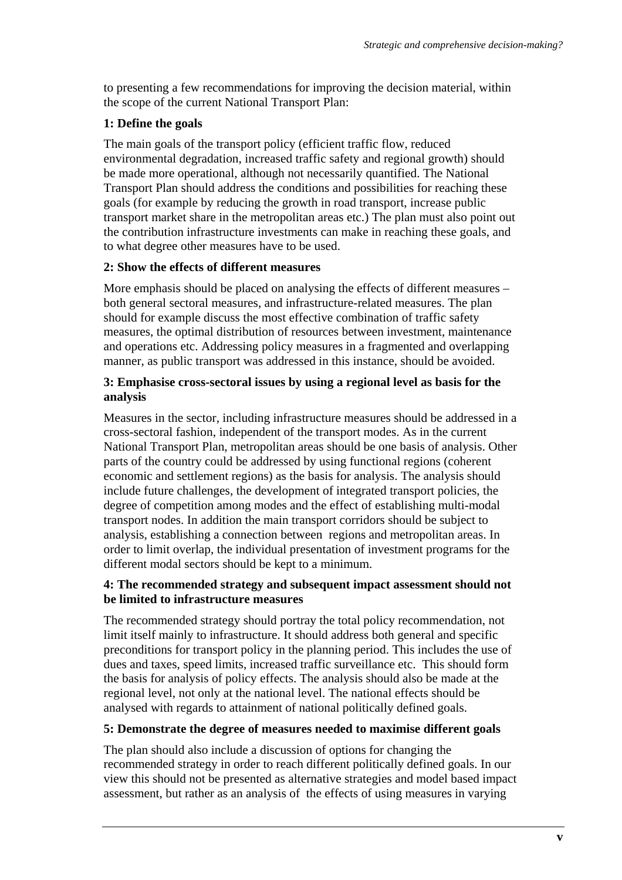to presenting a few recommendations for improving the decision material, within the scope of the current National Transport Plan:

**1: Define the goals**

The main goals of the transport policy (efficient traffic flow, reduced environmental degradation, increased traffic safety and regional growth) should be made more operational, although not necessarily quantified. The National Transport Plan should address the conditions and possibilities for reaching these goals (for example by reducing the growth in road transport, increase public transport market share in the metropolitan areas etc.) The plan must also point out the contribution infrastructure investments can make in reaching these goals, and to what degree other measures have to be used.

**2: Show the effects of different measures**

More emphasis should be placed on analysing the effects of different measures – both general sectoral measures, and infrastructure-related measures. The plan should for example discuss the most effective combination of traffic safety measures, the optimal distribution of resources between investment, maintenance and operations etc. Addressing policy measures in a fragmented and overlapping manner, as public transport was addressed in this instance, should be avoided.

**3: Emphasise cross-sectoral issues by using a regional level as basis for the analysis**

Measures in the sector, including infrastructure measures should be addressed in a cross-sectoral fashion, independent of the transport modes. As in the current National Transport Plan, metropolitan areas should be one basis of analysis. Other parts of the country could be addressed by using functional regions (coherent economic and settlement regions) as the basis for analysis. The analysis should include future challenges, the development of integrated transport policies, the degree of competition among modes and the effect of establishing multi-modal transport nodes. In addition the main transport corridors should be subject to analysis, establishing a connection between regions and metropolitan areas. In order to limit overlap, the individual presentation of investment programs for the different modal sectors should be kept to a minimum.

**4: The recommended strategy and subsequent impact assessment should not be limited to infrastructure measures**

The recommended strategy should portray the total policy recommendation, not limit itself mainly to infrastructure. It should address both general and specific preconditions for transport policy in the planning period. This includes the use of dues and taxes, speed limits, increased traffic surveillance etc. This should form the basis for analysis of policy effects. The analysis should also be made at the regional level, not only at the national level. The national effects should be analysed with regards to attainment of national politically defined goals.

**5: Demonstrate the degree of measures needed to maximise different goals**

The plan should also include a discussion of options for changing the recommended strategy in order to reach different politically defined goals. In our view this should not be presented as alternative strategies and model based impact assessment, but rather as an analysis of the effects of using measures in varying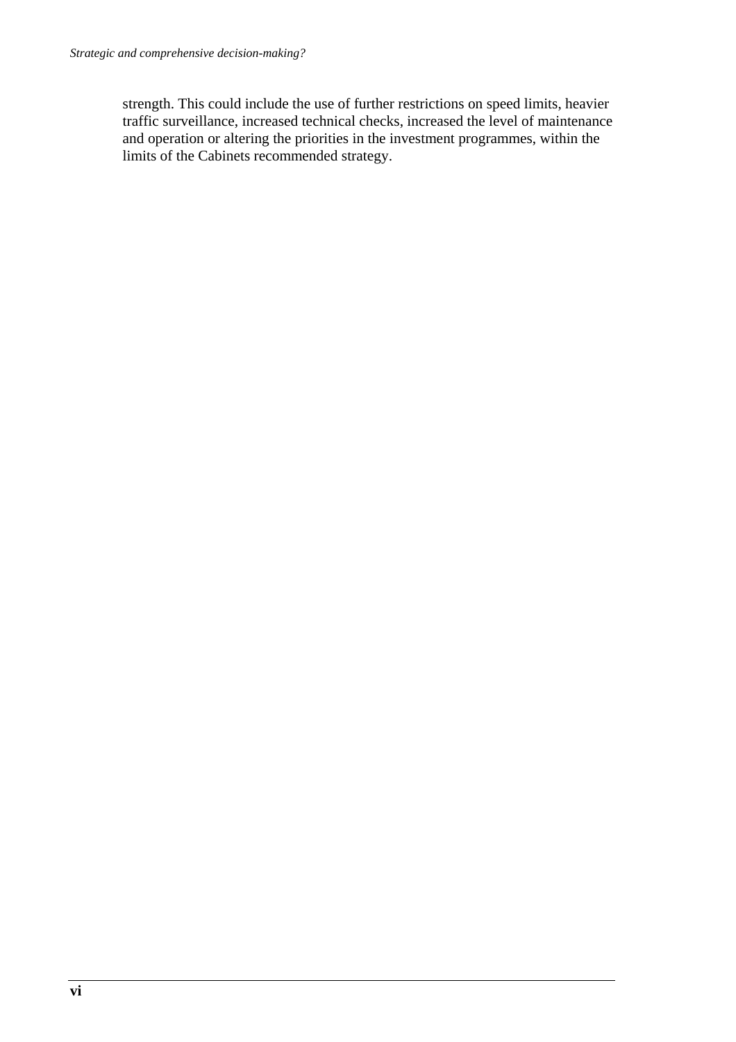strength. This could include the use of further restrictions on speed limits, heavier traffic surveillance, increased technical checks, increased the level of maintenance and operation or altering the priorities in the investment programmes, within the limits of the Cabinets recommended strategy.